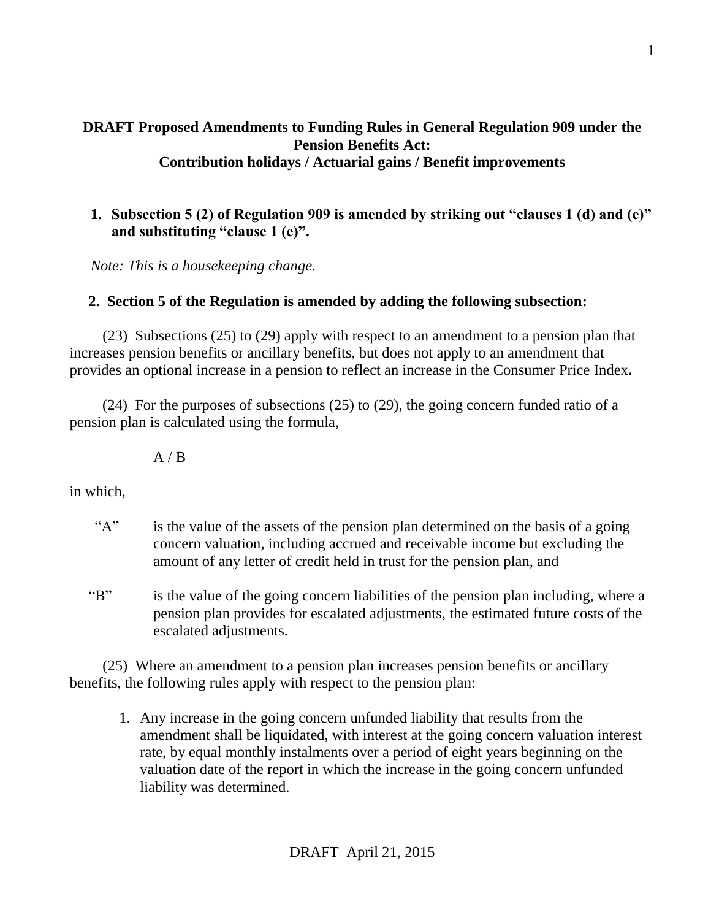**DRAFT Proposed Amendments to Funding Rules in General Regulation 909 under the Pension Benefits Act:**
**Contribution holidays / Actuarial gains / Benefit improvements**

1. **Subsection 5 (2) of Regulation 909 is amended by striking out "clauses 1 (d) and (e)" and substituting "clause 1 (e)".**

*Note: This is a housekeeping change.*

2. **Section 5 of the Regulation is amended by adding the following subsection:**

(23) Subsections (25) to (29) apply with respect to an amendment to a pension plan that increases pension benefits or ancillary benefits, but does not apply to an amendment that provides an optional increase in a pension to reflect an increase in the Consumer Price Index**.**

(24) For the purposes of subsections (25) to (29), the going concern funded ratio of a pension plan is calculated using the formula,

$$A / B$$

in which,

"A" is the value of the assets of the pension plan determined on the basis of a going concern valuation, including accrued and receivable income but excluding the amount of any letter of credit held in trust for the pension plan, and

"B" is the value of the going concern liabilities of the pension plan including, where a pension plan provides for escalated adjustments, the estimated future costs of the escalated adjustments.

(25) Where an amendment to a pension plan increases pension benefits or ancillary benefits, the following rules apply with respect to the pension plan:

1. Any increase in the going concern unfunded liability that results from the amendment shall be liquidated, with interest at the going concern valuation interest rate, by equal monthly instalments over a period of eight years beginning on the valuation date of the report in which the increase in the going concern unfunded liability was determined.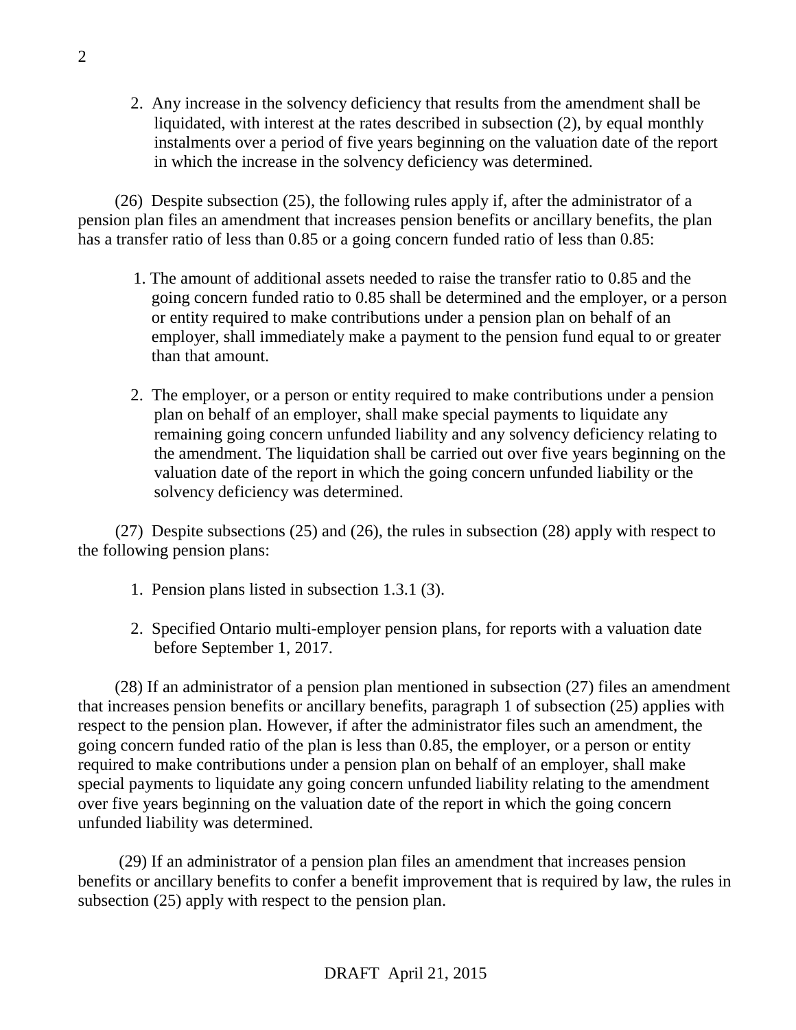2. Any increase in the solvency deficiency that results from the amendment shall be liquidated, with interest at the rates described in subsection (2), by equal monthly instalments over a period of five years beginning on the valuation date of the report in which the increase in the solvency deficiency was determined.

(26) Despite subsection (25), the following rules apply if, after the administrator of a pension plan files an amendment that increases pension benefits or ancillary benefits, the plan has a transfer ratio of less than 0.85 or a going concern funded ratio of less than 0.85:

1. The amount of additional assets needed to raise the transfer ratio to 0.85 and the going concern funded ratio to 0.85 shall be determined and the employer, or a person or entity required to make contributions under a pension plan on behalf of an employer, shall immediately make a payment to the pension fund equal to or greater than that amount.

2. The employer, or a person or entity required to make contributions under a pension plan on behalf of an employer, shall make special payments to liquidate any remaining going concern unfunded liability and any solvency deficiency relating to the amendment. The liquidation shall be carried out over five years beginning on the valuation date of the report in which the going concern unfunded liability or the solvency deficiency was determined.

(27) Despite subsections (25) and (26), the rules in subsection (28) apply with respect to the following pension plans:

1. Pension plans listed in subsection 1.3.1 (3).

2. Specified Ontario multi-employer pension plans, for reports with a valuation date before September 1, 2017.

(28) If an administrator of a pension plan mentioned in subsection (27) files an amendment that increases pension benefits or ancillary benefits, paragraph 1 of subsection (25) applies with respect to the pension plan. However, if after the administrator files such an amendment, the going concern funded ratio of the plan is less than 0.85, the employer, or a person or entity required to make contributions under a pension plan on behalf of an employer, shall make special payments to liquidate any going concern unfunded liability relating to the amendment over five years beginning on the valuation date of the report in which the going concern unfunded liability was determined.

(29) If an administrator of a pension plan files an amendment that increases pension benefits or ancillary benefits to confer a benefit improvement that is required by law, the rules in subsection (25) apply with respect to the pension plan.

DRAFT April 21, 2015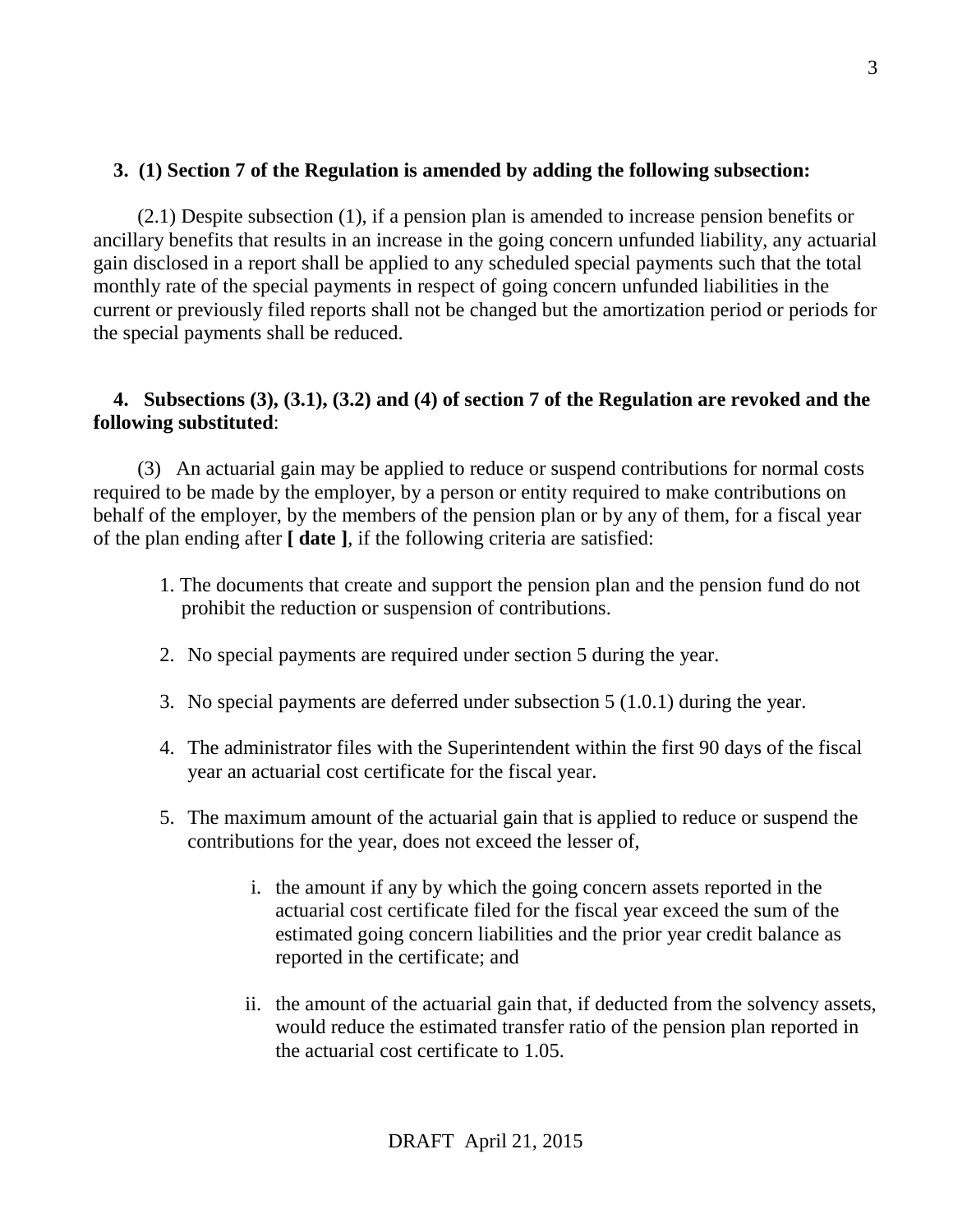**3. (1) Section 7 of the Regulation is amended by adding the following subsection:**

(2.1) Despite subsection (1), if a pension plan is amended to increase pension benefits or ancillary benefits that results in an increase in the going concern unfunded liability, any actuarial gain disclosed in a report shall be applied to any scheduled special payments such that the total monthly rate of the special payments in respect of going concern unfunded liabilities in the current or previously filed reports shall not be changed but the amortization period or periods for the special payments shall be reduced.

**4. Subsections (3), (3.1), (3.2) and (4) of section 7 of the Regulation are revoked and the following substituted**:

(3) An actuarial gain may be applied to reduce or suspend contributions for normal costs required to be made by the employer, by a person or entity required to make contributions on behalf of the employer, by the members of the pension plan or by any of them, for a fiscal year of the plan ending after **[ date ]**, if the following criteria are satisfied:

1. The documents that create and support the pension plan and the pension fund do not prohibit the reduction or suspension of contributions.

2. No special payments are required under section 5 during the year.

3. No special payments are deferred under subsection 5 (1.0.1) during the year.

4. The administrator files with the Superintendent within the first 90 days of the fiscal year an actuarial cost certificate for the fiscal year.

5. The maximum amount of the actuarial gain that is applied to reduce or suspend the contributions for the year, does not exceed the lesser of,

    i. the amount if any by which the going concern assets reported in the actuarial cost certificate filed for the fiscal year exceed the sum of the estimated going concern liabilities and the prior year credit balance as reported in the certificate; and

    ii. the amount of the actuarial gain that, if deducted from the solvency assets, would reduce the estimated transfer ratio of the pension plan reported in the actuarial cost certificate to 1.05.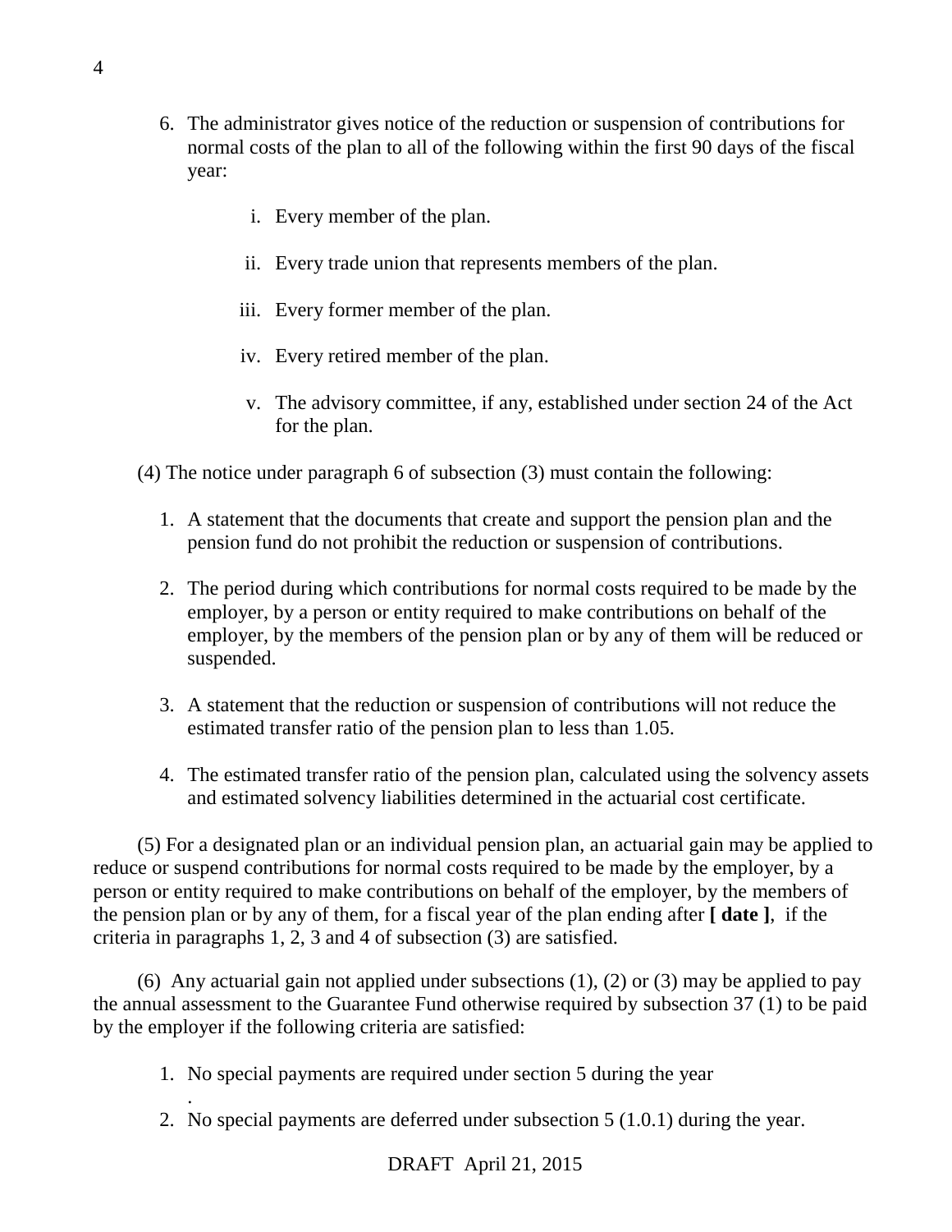6. The administrator gives notice of the reduction or suspension of contributions for normal costs of the plan to all of the following within the first 90 days of the fiscal year:

    i. Every member of the plan.

    ii. Every trade union that represents members of the plan.

    iii. Every former member of the plan.

    iv. Every retired member of the plan.

    v. The advisory committee, if any, established under section 24 of the Act for the plan.

(4) The notice under paragraph 6 of subsection (3) must contain the following:

1. A statement that the documents that create and support the pension plan and the pension fund do not prohibit the reduction or suspension of contributions.

2. The period during which contributions for normal costs required to be made by the employer, by a person or entity required to make contributions on behalf of the employer, by the members of the pension plan or by any of them will be reduced or suspended.

3. A statement that the reduction or suspension of contributions will not reduce the estimated transfer ratio of the pension plan to less than 1.05.

4. The estimated transfer ratio of the pension plan, calculated using the solvency assets and estimated solvency liabilities determined in the actuarial cost certificate.

(5) For a designated plan or an individual pension plan, an actuarial gain may be applied to reduce or suspend contributions for normal costs required to be made by the employer, by a person or entity required to make contributions on behalf of the employer, by the members of the pension plan or by any of them, for a fiscal year of the plan ending after **[ date ]**, if the criteria in paragraphs 1, 2, 3 and 4 of subsection (3) are satisfied.

(6) Any actuarial gain not applied under subsections (1), (2) or (3) may be applied to pay the annual assessment to the Guarantee Fund otherwise required by subsection 37 (1) to be paid by the employer if the following criteria are satisfied:

1. No special payments are required under section 5 during the year
.
2. No special payments are deferred under subsection 5 (1.0.1) during the year.

DRAFT April 21, 2015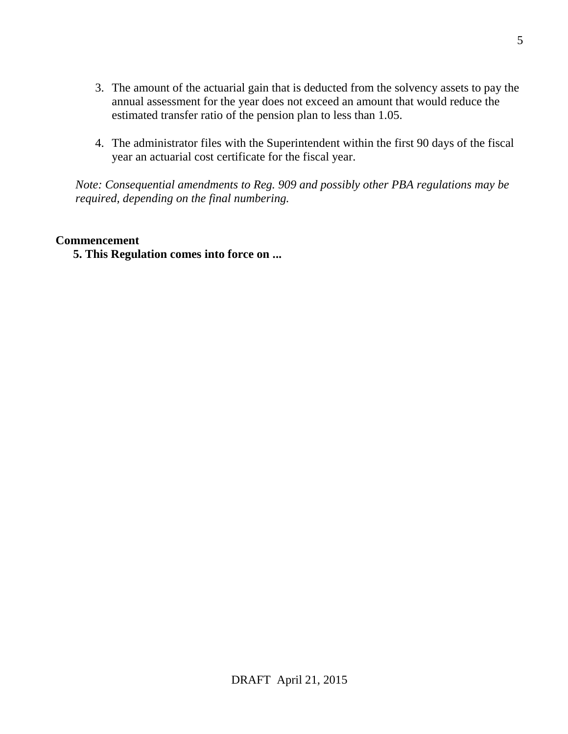3. The amount of the actuarial gain that is deducted from the solvency assets to pay the annual assessment for the year does not exceed an amount that would reduce the estimated transfer ratio of the pension plan to less than 1.05.

4. The administrator files with the Superintendent within the first 90 days of the fiscal year an actuarial cost certificate for the fiscal year.

*Note: Consequential amendments to Reg. 909 and possibly other PBA regulations may be required, depending on the final numbering.*

**Commencement**

**5. This Regulation comes into force on ...**

DRAFT April 21, 2015